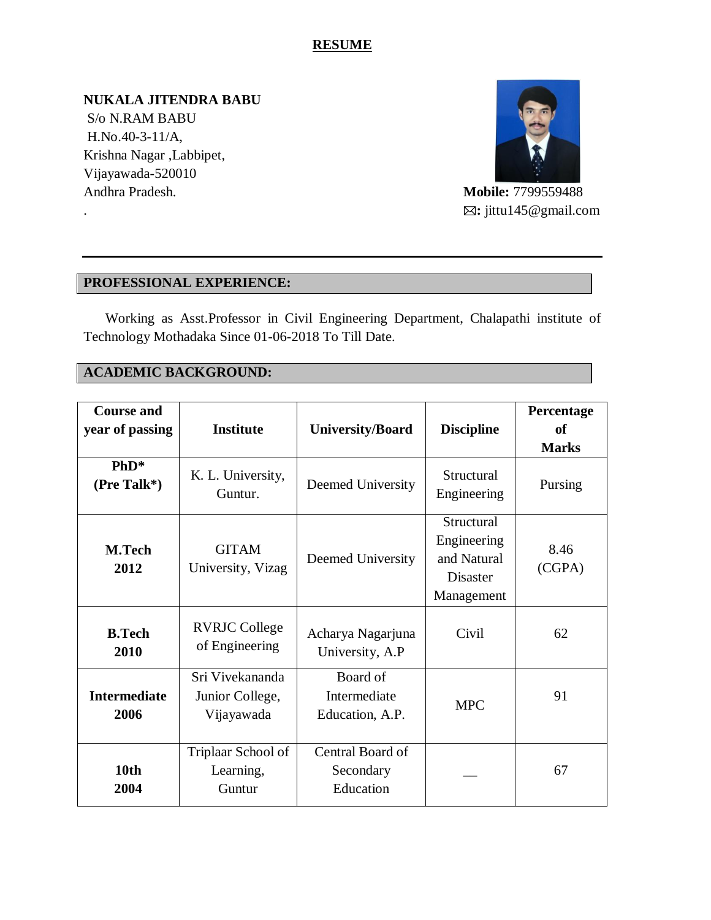# RESUME

**NUKALA JITENDRA BABU**
S/o N.RAM BABU
H.No.40-3-11/A,
Krishna Nagar ,Labbipet,
Vijayawada-520010
Andhra Pradesh.
.

**Mobile:** 7799559488
✉**:** jittu145@gmail.com

---

## PROFESSIONAL EXPERIENCE:

Working as Asst.Professor in Civil Engineering Department, Chalapathi institute of Technology Mothadaka Since 01-06-2018 To Till Date.

## ACADEMIC BACKGROUND:

| Course and year of passing | Institute | University/Board | Discipline | Percentage of Marks |
|---|---|---|---|---|
| **PhD* (Pre Talk*)** | K. L. University, Guntur. | Deemed University | Structural Engineering | Pursing |
| **M.Tech 2012** | GITAM University, Vizag | Deemed University | Structural Engineering and Natural Disaster Management | 8.46 (CGPA) |
| **B.Tech 2010** | RVRJC College of Engineering | Acharya Nagarjuna University, A.P | Civil | 62 |
| **Intermediate 2006** | Sri Vivekananda Junior College, Vijayawada | Board of Intermediate Education, A.P. | MPC | 91 |
| **10th 2004** | Triplaar School of Learning, Guntur | Central Board of Secondary Education | __ | 67 |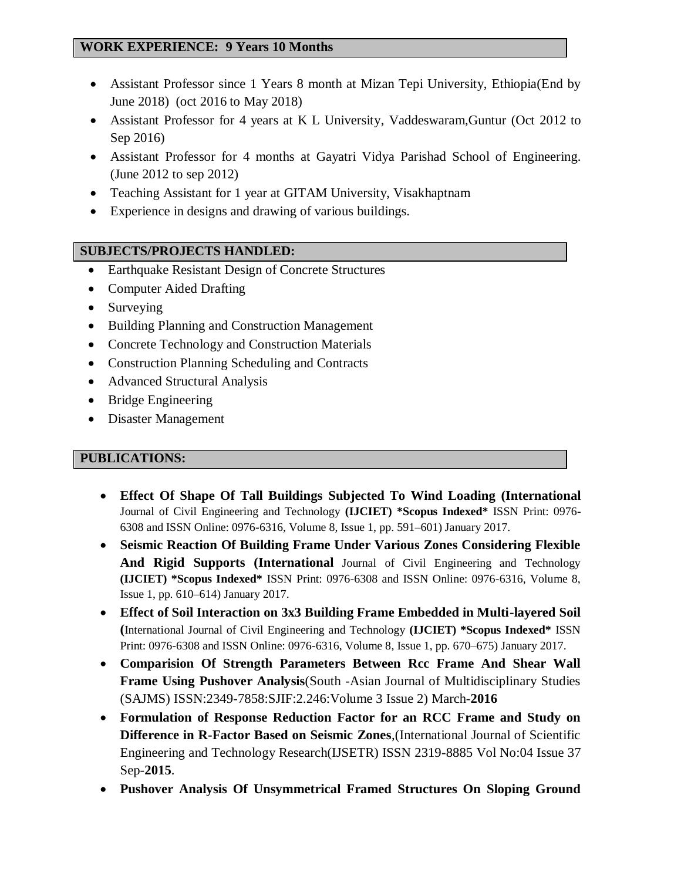## WORK EXPERIENCE: 9 Years 10 Months

- Assistant Professor since 1 Years 8 month at Mizan Tepi University, Ethiopia(End by June 2018) (oct 2016 to May 2018)
- Assistant Professor for 4 years at K L University, Vaddeswaram,Guntur (Oct 2012 to Sep 2016)
- Assistant Professor for 4 months at Gayatri Vidya Parishad School of Engineering. (June 2012 to sep 2012)
- Teaching Assistant for 1 year at GITAM University, Visakhaptnam
- Experience in designs and drawing of various buildings.

## SUBJECTS/PROJECTS HANDLED:

- Earthquake Resistant Design of Concrete Structures
- Computer Aided Drafting
- Surveying
- Building Planning and Construction Management
- Concrete Technology and Construction Materials
- Construction Planning Scheduling and Contracts
- Advanced Structural Analysis
- Bridge Engineering
- Disaster Management

## PUBLICATIONS:

- **Effect Of Shape Of Tall Buildings Subjected To Wind Loading (International** Journal of Civil Engineering and Technology **(IJCIET) *Scopus Indexed*** ISSN Print: 0976-6308 and ISSN Online: 0976-6316, Volume 8, Issue 1, pp. 591–601) January 2017.
- **Seismic Reaction Of Building Frame Under Various Zones Considering Flexible And Rigid Supports (International** Journal of Civil Engineering and Technology **(IJCIET) *Scopus Indexed*** ISSN Print: 0976-6308 and ISSN Online: 0976-6316, Volume 8, Issue 1, pp. 610–614) January 2017.
- **Effect of Soil Interaction on 3x3 Building Frame Embedded in Multi-layered Soil (**International Journal of Civil Engineering and Technology **(IJCIET) *Scopus Indexed*** ISSN Print: 0976-6308 and ISSN Online: 0976-6316, Volume 8, Issue 1, pp. 670–675) January 2017.
- **Comparision Of Strength Parameters Between Rcc Frame And Shear Wall Frame Using Pushover Analysis**(South -Asian Journal of Multidisciplinary Studies (SAJMS) ISSN:2349-7858:SJIF:2.246:Volume 3 Issue 2) March-**2016**
- **Formulation of Response Reduction Factor for an RCC Frame and Study on Difference in R-Factor Based on Seismic Zones**,(International Journal of Scientific Engineering and Technology Research(IJSETR) ISSN 2319-8885 Vol No:04 Issue 37 Sep-**2015**.
- **Pushover Analysis Of Unsymmetrical Framed Structures On Sloping Ground**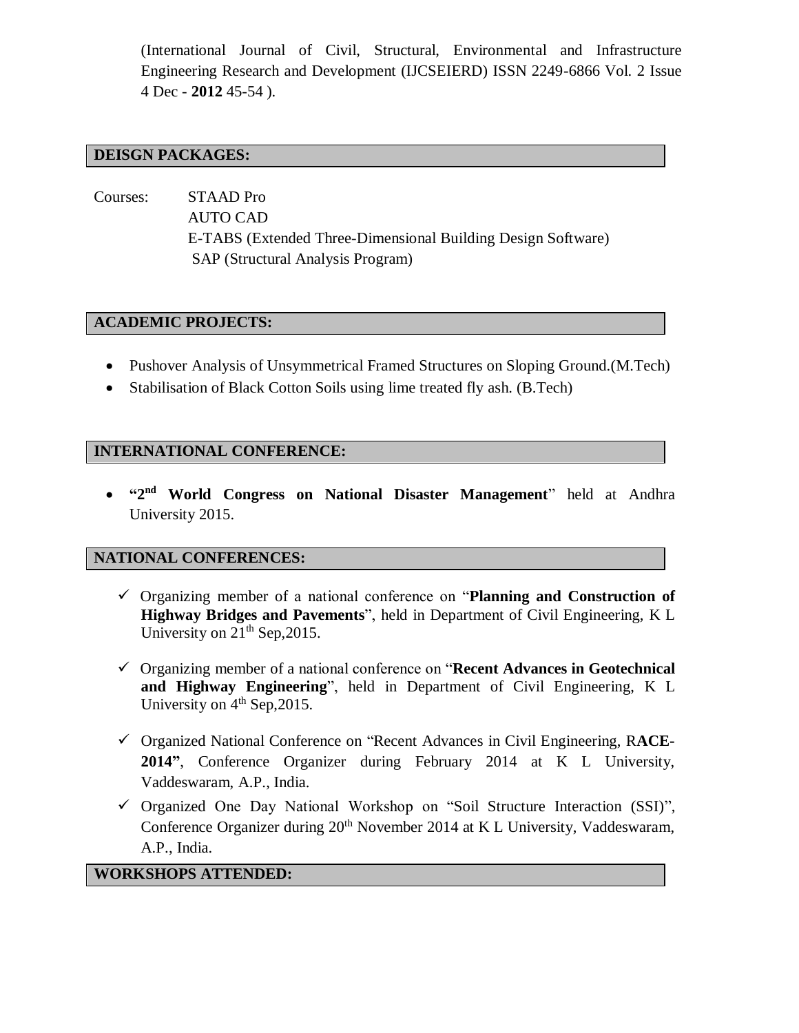(International Journal of Civil, Structural, Environmental and Infrastructure Engineering Research and Development (IJCSEIERD) ISSN 2249-6866 Vol. 2 Issue 4 Dec - **2012** 45-54 ).

## DEISGN PACKAGES:

Courses: STAAD Pro
AUTO CAD
E-TABS (Extended Three-Dimensional Building Design Software)
SAP (Structural Analysis Program)

## ACADEMIC PROJECTS:

- Pushover Analysis of Unsymmetrical Framed Structures on Sloping Ground.(M.Tech)
- Stabilisation of Black Cotton Soils using lime treated fly ash. (B.Tech)

## INTERNATIONAL CONFERENCE:

- **"2nd World Congress on National Disaster Management**" held at Andhra University 2015.

## NATIONAL CONFERENCES:

- ✓ Organizing member of a national conference on "**Planning and Construction of Highway Bridges and Pavements**", held in Department of Civil Engineering, K L University on 21th Sep,2015.
- ✓ Organizing member of a national conference on "**Recent Advances in Geotechnical and Highway Engineering**", held in Department of Civil Engineering, K L University on 4th Sep,2015.
- ✓ Organized National Conference on "Recent Advances in Civil Engineering, R**ACE-2014"**, Conference Organizer during February 2014 at K L University, Vaddeswaram, A.P., India.
- ✓ Organized One Day National Workshop on "Soil Structure Interaction (SSI)", Conference Organizer during 20th November 2014 at K L University, Vaddeswaram, A.P., India.

## WORKSHOPS ATTENDED: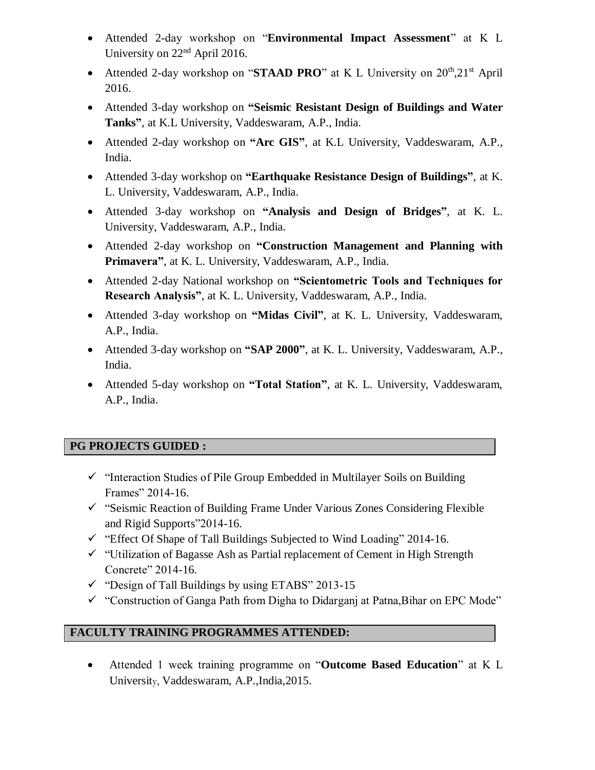- Attended 2-day workshop on "**Environmental Impact Assessment**" at K L University on 22nd April 2016.
- Attended 2-day workshop on "**STAAD PRO**" at K L University on 20th,21st April 2016.
- Attended 3-day workshop on **"Seismic Resistant Design of Buildings and Water Tanks"**, at K.L University, Vaddeswaram, A.P., India.
- Attended 2-day workshop on **"Arc GIS"**, at K.L University, Vaddeswaram, A.P., India.
- Attended 3-day workshop on **"Earthquake Resistance Design of Buildings"**, at K. L. University, Vaddeswaram, A.P., India.
- Attended 3-day workshop on **"Analysis and Design of Bridges"**, at K. L. University, Vaddeswaram, A.P., India.
- Attended 2-day workshop on **"Construction Management and Planning with Primavera"**, at K. L. University, Vaddeswaram, A.P., India.
- Attended 2-day National workshop on **"Scientometric Tools and Techniques for Research Analysis"**, at K. L. University, Vaddeswaram, A.P., India.
- Attended 3-day workshop on **"Midas Civil"**, at K. L. University, Vaddeswaram, A.P., India.
- Attended 3-day workshop on **"SAP 2000"**, at K. L. University, Vaddeswaram, A.P., India.
- Attended 5-day workshop on **"Total Station"**, at K. L. University, Vaddeswaram, A.P., India.

## PG PROJECTS GUIDED :

- ✓ "Interaction Studies of Pile Group Embedded in Multilayer Soils on Building Frames" 2014-16.
- ✓ "Seismic Reaction of Building Frame Under Various Zones Considering Flexible and Rigid Supports"2014-16.
- ✓ "Effect Of Shape of Tall Buildings Subjected to Wind Loading" 2014-16.
- ✓ "Utilization of Bagasse Ash as Partial replacement of Cement in High Strength Concrete" 2014-16.
- ✓ "Design of Tall Buildings by using ETABS" 2013-15
- ✓ "Construction of Ganga Path from Digha to Didarganj at Patna,Bihar on EPC Mode"

## FACULTY TRAINING PROGRAMMES ATTENDED:

- Attended 1 week training programme on "**Outcome Based Education**" at K L University, Vaddeswaram, A.P.,India,2015.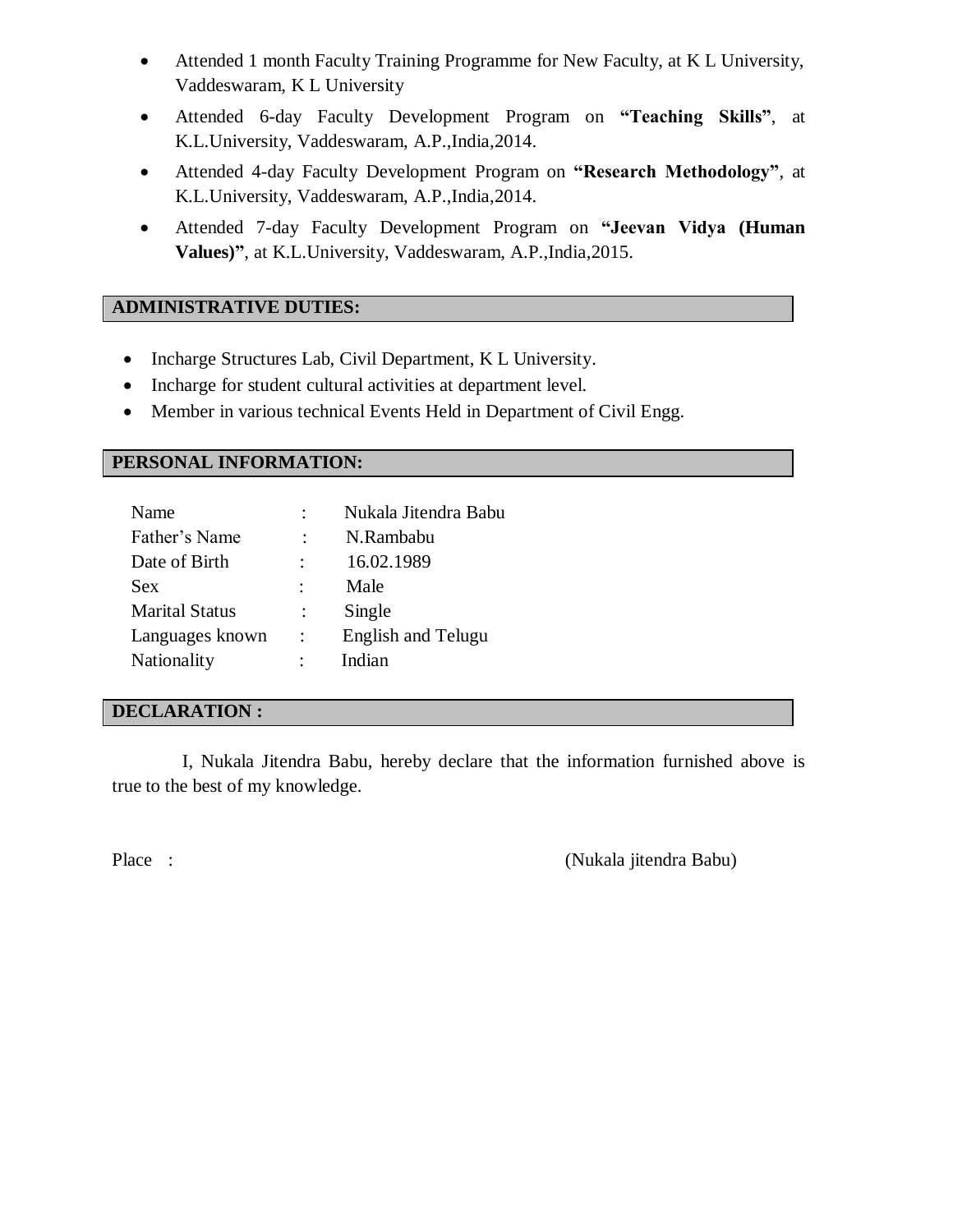- Attended 1 month Faculty Training Programme for New Faculty, at K L University, Vaddeswaram, K L University
- Attended 6-day Faculty Development Program on **"Teaching Skills"**, at K.L.University, Vaddeswaram, A.P.,India,2014.
- Attended 4-day Faculty Development Program on **"Research Methodology"**, at K.L.University, Vaddeswaram, A.P.,India,2014.
- Attended 7-day Faculty Development Program on **"Jeevan Vidya (Human Values)"**, at K.L.University, Vaddeswaram, A.P.,India,2015.

## ADMINISTRATIVE DUTIES:

- Incharge Structures Lab, Civil Department, K L University.
- Incharge for student cultural activities at department level.
- Member in various technical Events Held in Department of Civil Engg.

## PERSONAL INFORMATION:

| | | |
|---|---|---|
| Name | : | Nukala Jitendra Babu |
| Father's Name | : | N.Rambabu |
| Date of Birth | : | 16.02.1989 |
| Sex | : | Male |
| Marital Status | : | Single |
| Languages known | : | English and Telugu |
| Nationality | : | Indian |

## DECLARATION :

I, Nukala Jitendra Babu, hereby declare that the information furnished above is true to the best of my knowledge.

Place :

(Nukala jitendra Babu)